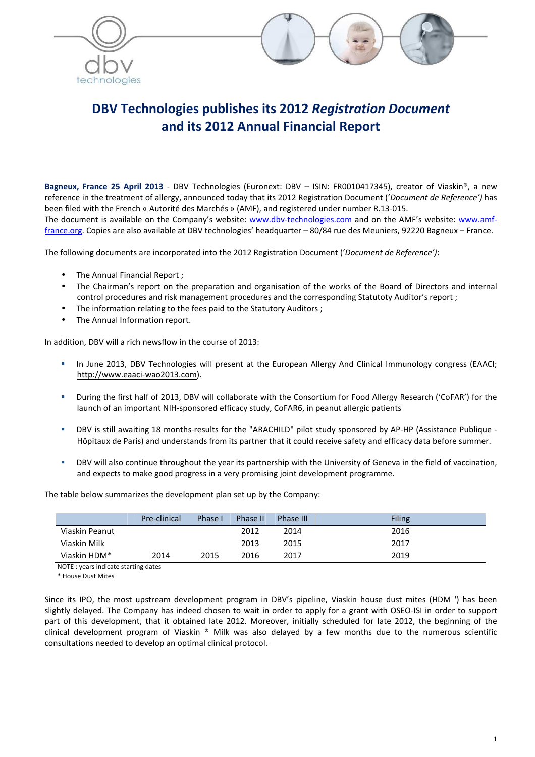# DBV Technologies publishes its 2012 *Registration Document* and its 2012 Annual Financial Report

**Bagneux, France 25 April 2013** - DBV Technologies (Euronext: DBV – ISIN: FR0010417345), creator of Viaskin®, a new reference in the treatment of allergy, announced today that its 2012 Registration Document ('*Document de Reference')* has been filed with the French « Autorité des Marchés » (AMF), and registered under number R.13-015.
The document is available on the Company's website: www.dbv-technologies.com and on the AMF's website: www.amf-france.org. Copies are also available at DBV technologies' headquarter – 80/84 rue des Meuniers, 92220 Bagneux – France.

The following documents are incorporated into the 2012 Registration Document ('*Document de Reference')*:

- The Annual Financial Report ;
- The Chairman's report on the preparation and organisation of the works of the Board of Directors and internal control procedures and risk management procedures and the corresponding Statutoty Auditor's report ;
- The information relating to the fees paid to the Statutory Auditors ;
- The Annual Information report.

In addition, DBV will a rich newsflow in the course of 2013:

- In June 2013, DBV Technologies will present at the European Allergy And Clinical Immunology congress (EAACI; http://www.eaaci-wao2013.com).
- During the first half of 2013, DBV will collaborate with the Consortium for Food Allergy Research ('CoFAR') for the launch of an important NIH-sponsored efficacy study, CoFAR6, in peanut allergic patients
- DBV is still awaiting 18 months-results for the "ARACHILD" pilot study sponsored by AP-HP (Assistance Publique - Hôpitaux de Paris) and understands from its partner that it could receive safety and efficacy data before summer.
- DBV will also continue throughout the year its partnership with the University of Geneva in the field of vaccination, and expects to make good progress in a very promising joint development programme.

The table below summarizes the development plan set up by the Company:

| | Pre-clinical | Phase I | Phase II | Phase III | Filing |
|---|---|---|---|---|---|
| Viaskin Peanut | | | 2012 | 2014 | 2016 |
| Viaskin Milk | | | 2013 | 2015 | 2017 |
| Viaskin HDM* | 2014 | 2015 | 2016 | 2017 | 2019 |

NOTE : years indicate starting dates

\* House Dust Mites

Since its IPO, the most upstream development program in DBV's pipeline, Viaskin house dust mites (HDM ') has been slightly delayed. The Company has indeed chosen to wait in order to apply for a grant with OSEO-ISI in order to support part of this development, that it obtained late 2012. Moreover, initially scheduled for late 2012, the beginning of the clinical development program of Viaskin ® Milk was also delayed by a few months due to the numerous scientific consultations needed to develop an optimal clinical protocol.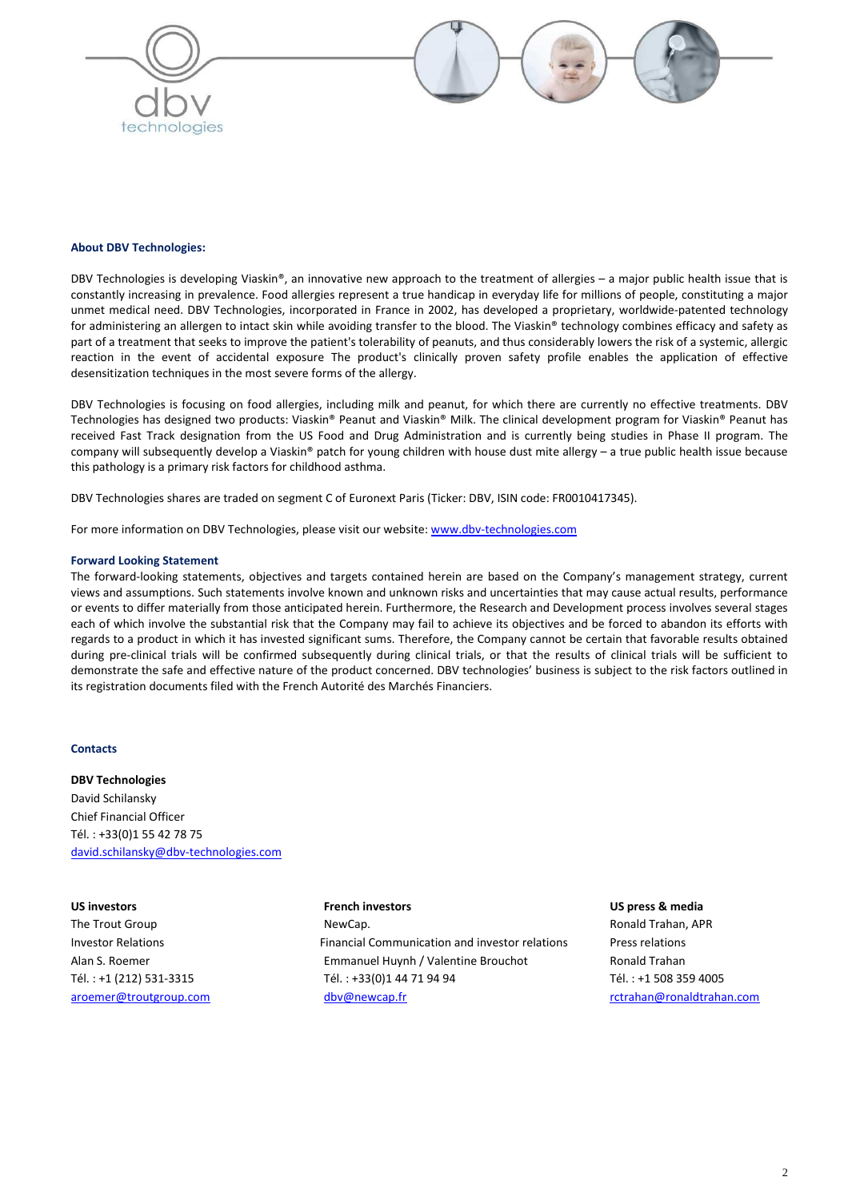**About DBV Technologies:**

DBV Technologies is developing Viaskin®, an innovative new approach to the treatment of allergies – a major public health issue that is constantly increasing in prevalence. Food allergies represent a true handicap in everyday life for millions of people, constituting a major unmet medical need. DBV Technologies, incorporated in France in 2002, has developed a proprietary, worldwide-patented technology for administering an allergen to intact skin while avoiding transfer to the blood. The Viaskin® technology combines efficacy and safety as part of a treatment that seeks to improve the patient's tolerability of peanuts, and thus considerably lowers the risk of a systemic, allergic reaction in the event of accidental exposure The product's clinically proven safety profile enables the application of effective desensitization techniques in the most severe forms of the allergy.

DBV Technologies is focusing on food allergies, including milk and peanut, for which there are currently no effective treatments. DBV Technologies has designed two products: Viaskin® Peanut and Viaskin® Milk. The clinical development program for Viaskin® Peanut has received Fast Track designation from the US Food and Drug Administration and is currently being studies in Phase II program. The company will subsequently develop a Viaskin® patch for young children with house dust mite allergy – a true public health issue because this pathology is a primary risk factors for childhood asthma.

DBV Technologies shares are traded on segment C of Euronext Paris (Ticker: DBV, ISIN code: FR0010417345).

For more information on DBV Technologies, please visit our website: www.dbv-technologies.com

**Forward Looking Statement**

The forward-looking statements, objectives and targets contained herein are based on the Company's management strategy, current views and assumptions. Such statements involve known and unknown risks and uncertainties that may cause actual results, performance or events to differ materially from those anticipated herein. Furthermore, the Research and Development process involves several stages each of which involve the substantial risk that the Company may fail to achieve its objectives and be forced to abandon its efforts with regards to a product in which it has invested significant sums. Therefore, the Company cannot be certain that favorable results obtained during pre-clinical trials will be confirmed subsequently during clinical trials, or that the results of clinical trials will be sufficient to demonstrate the safe and effective nature of the product concerned. DBV technologies' business is subject to the risk factors outlined in its registration documents filed with the French Autorité des Marchés Financiers.

**Contacts**

**DBV Technologies**
David Schilansky
Chief Financial Officer
Tél. : +33(0)1 55 42 78 75
david.schilansky@dbv-technologies.com

**US investors**
The Trout Group
Investor Relations
Alan S. Roemer
Tél. : +1 (212) 531-3315
aroemer@troutgroup.com

**French investors**
NewCap.
Financial Communication and investor relations
Emmanuel Huynh / Valentine Brouchot
Tél. : +33(0)1 44 71 94 94
dbv@newcap.fr

**US press & media**
Ronald Trahan, APR
Press relations
Ronald Trahan
Tél. : +1 508 359 4005
rctrahan@ronaldtrahan.com